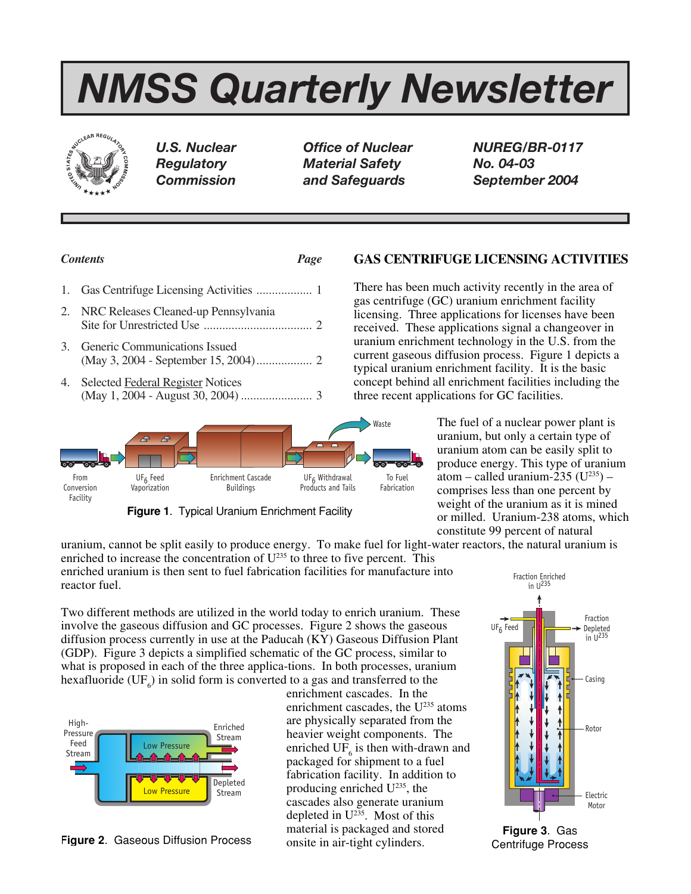# NMSS Quarterly Newsletter

**U.S. Nuclear Regulatory Commission**

**Office of Nuclear Material Safety and Safeguards**

**NUREG/BR-0117**
**No. 04-03**
**September 2004**

*Contents* — *Page*

1. Gas Centrifuge Licensing Activities .................. 1
2. NRC Releases Cleaned-up Pennsylvania Site for Unrestricted Use .................................. 2
3. Generic Communications Issued (May 3, 2004 - September 15, 2004) .................. 2
4. Selected Federal Register Notices (May 1, 2004 - August 30, 2004) ....................... 3

## GAS CENTRIFUGE LICENSING ACTIVITIES

There has been much activity recently in the area of gas centrifuge (GC) uranium enrichment facility licensing. Three applications for licenses have been received. These applications signal a changeover in uranium enrichment technology in the U.S. from the current gaseous diffusion process. Figure 1 depicts a typical uranium enrichment facility. It is the basic concept behind all enrichment facilities including the three recent applications for GC facilities.

**Figure 1**. Typical Uranium Enrichment Facility

The fuel of a nuclear power plant is uranium, but only a certain type of uranium atom can be easily split to produce energy. This type of uranium atom – called uranium-235 ($U^{235}$) – comprises less than one percent by weight of the uranium as it is mined or milled. Uranium-238 atoms, which constitute 99 percent of natural uranium, cannot be split easily to produce energy. To make fuel for light-water reactors, the natural uranium is enriched to increase the concentration of $U^{235}$ to three to five percent. This enriched uranium is then sent to fuel fabrication facilities for manufacture into reactor fuel.

Two different methods are utilized in the world today to enrich uranium. These involve the gaseous diffusion and GC processes. Figure 2 shows the gaseous diffusion process currently in use at the Paducah (KY) Gaseous Diffusion Plant (GDP). Figure 3 depicts a simplified schematic of the GC process, similar to what is proposed in each of the three applica-tions. In both processes, uranium hexafluoride ($UF_6$) in solid form is converted to a gas and transferred to the enrichment cascades. In the enrichment cascades, the $U^{235}$ atoms are physically separated from the heavier weight components. The enriched $UF_6$ is then with-drawn and packaged for shipment to a fuel fabrication facility. In addition to producing enriched $U^{235}$, the cascades also generate uranium depleted in $U^{235}$. Most of this material is packaged and stored onsite in air-tight cylinders.

**Figure 2**. Gaseous Diffusion Process

**Figure 3**. Gas Centrifuge Process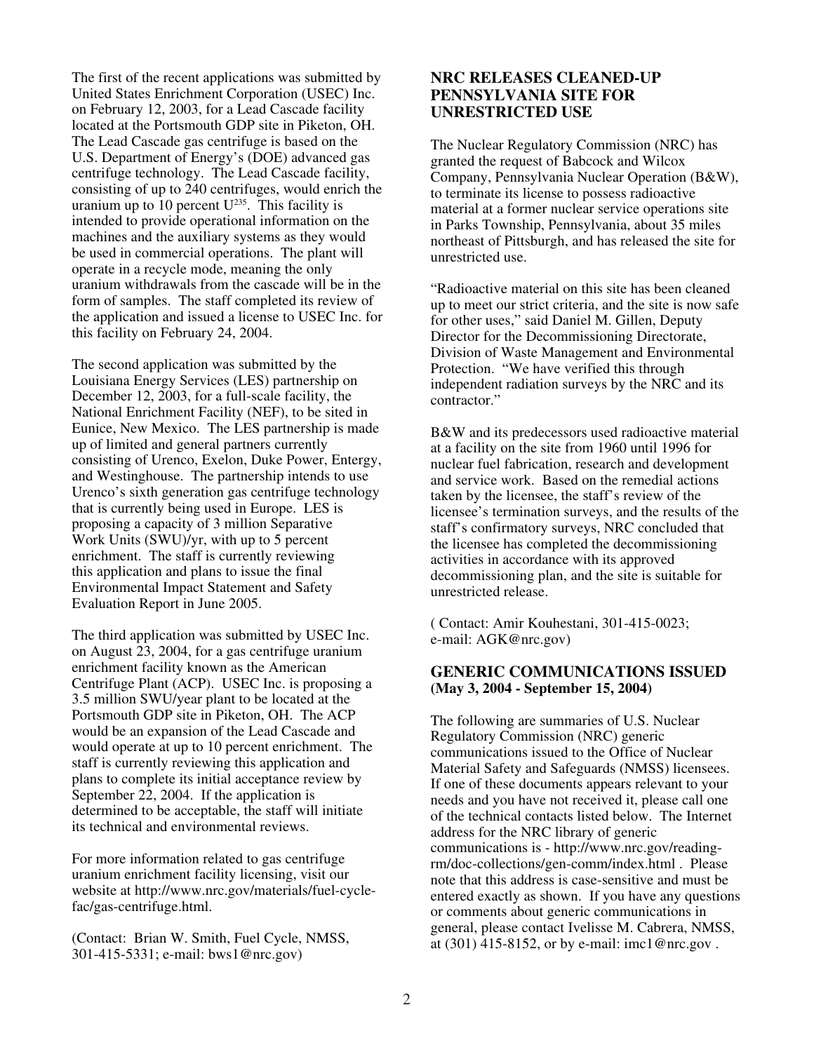The first of the recent applications was submitted by United States Enrichment Corporation (USEC) Inc. on February 12, 2003, for a Lead Cascade facility located at the Portsmouth GDP site in Piketon, OH. The Lead Cascade gas centrifuge is based on the U.S. Department of Energy's (DOE) advanced gas centrifuge technology. The Lead Cascade facility, consisting of up to 240 centrifuges, would enrich the uranium up to 10 percent $U^{235}$. This facility is intended to provide operational information on the machines and the auxiliary systems as they would be used in commercial operations. The plant will operate in a recycle mode, meaning the only uranium withdrawals from the cascade will be in the form of samples. The staff completed its review of the application and issued a license to USEC Inc. for this facility on February 24, 2004.

The second application was submitted by the Louisiana Energy Services (LES) partnership on December 12, 2003, for a full-scale facility, the National Enrichment Facility (NEF), to be sited in Eunice, New Mexico. The LES partnership is made up of limited and general partners currently consisting of Urenco, Exelon, Duke Power, Entergy, and Westinghouse. The partnership intends to use Urenco's sixth generation gas centrifuge technology that is currently being used in Europe. LES is proposing a capacity of 3 million Separative Work Units (SWU)/yr, with up to 5 percent enrichment. The staff is currently reviewing this application and plans to issue the final Environmental Impact Statement and Safety Evaluation Report in June 2005.

The third application was submitted by USEC Inc. on August 23, 2004, for a gas centrifuge uranium enrichment facility known as the American Centrifuge Plant (ACP). USEC Inc. is proposing a 3.5 million SWU/year plant to be located at the Portsmouth GDP site in Piketon, OH. The ACP would be an expansion of the Lead Cascade and would operate at up to 10 percent enrichment. The staff is currently reviewing this application and plans to complete its initial acceptance review by September 22, 2004. If the application is determined to be acceptable, the staff will initiate its technical and environmental reviews.

For more information related to gas centrifuge uranium enrichment facility licensing, visit our website at http://www.nrc.gov/materials/fuel-cycle-fac/gas-centrifuge.html.

(Contact: Brian W. Smith, Fuel Cycle, NMSS, 301-415-5331; e-mail: bws1@nrc.gov)

## NRC RELEASES CLEANED-UP PENNSYLVANIA SITE FOR UNRESTRICTED USE

The Nuclear Regulatory Commission (NRC) has granted the request of Babcock and Wilcox Company, Pennsylvania Nuclear Operation (B&W), to terminate its license to possess radioactive material at a former nuclear service operations site in Parks Township, Pennsylvania, about 35 miles northeast of Pittsburgh, and has released the site for unrestricted use.

"Radioactive material on this site has been cleaned up to meet our strict criteria, and the site is now safe for other uses," said Daniel M. Gillen, Deputy Director for the Decommissioning Directorate, Division of Waste Management and Environmental Protection. "We have verified this through independent radiation surveys by the NRC and its contractor."

B&W and its predecessors used radioactive material at a facility on the site from 1960 until 1996 for nuclear fuel fabrication, research and development and service work. Based on the remedial actions taken by the licensee, the staff's review of the licensee's termination surveys, and the results of the staff's confirmatory surveys, NRC concluded that the licensee has completed the decommissioning activities in accordance with its approved decommissioning plan, and the site is suitable for unrestricted release.

( Contact: Amir Kouhestani, 301-415-0023; e-mail: AGK@nrc.gov)

## GENERIC COMMUNICATIONS ISSUED (May 3, 2004 - September 15, 2004)

The following are summaries of U.S. Nuclear Regulatory Commission (NRC) generic communications issued to the Office of Nuclear Material Safety and Safeguards (NMSS) licensees. If one of these documents appears relevant to your needs and you have not received it, please call one of the technical contacts listed below. The Internet address for the NRC library of generic communications is - http://www.nrc.gov/reading-rm/doc-collections/gen-comm/index.html . Please note that this address is case-sensitive and must be entered exactly as shown. If you have any questions or comments about generic communications in general, please contact Ivelisse M. Cabrera, NMSS, at (301) 415-8152, or by e-mail: imc1@nrc.gov .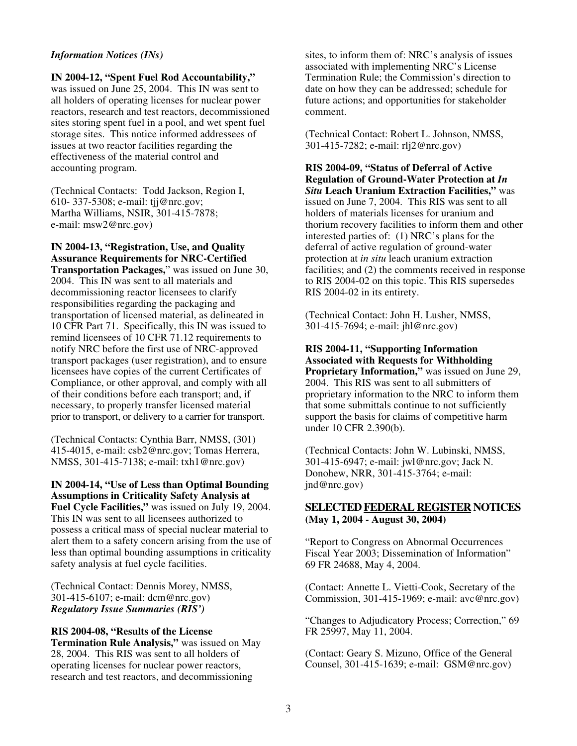*Information Notices (INs)*

**IN 2004-12, "Spent Fuel Rod Accountability,"** was issued on June 25, 2004. This IN was sent to all holders of operating licenses for nuclear power reactors, research and test reactors, decommissioned sites storing spent fuel in a pool, and wet spent fuel storage sites. This notice informed addressees of issues at two reactor facilities regarding the effectiveness of the material control and accounting program.

(Technical Contacts: Todd Jackson, Region I, 610- 337-5308; e-mail: tjj@nrc.gov; Martha Williams, NSIR, 301-415-7878; e-mail: msw2@nrc.gov)

**IN 2004-13, "Registration, Use, and Quality Assurance Requirements for NRC-Certified Transportation Packages,"** was issued on June 30, 2004. This IN was sent to all materials and decommissioning reactor licensees to clarify responsibilities regarding the packaging and transportation of licensed material, as delineated in 10 CFR Part 71. Specifically, this IN was issued to remind licensees of 10 CFR 71.12 requirements to notify NRC before the first use of NRC-approved transport packages (user registration), and to ensure licensees have copies of the current Certificates of Compliance, or other approval, and comply with all of their conditions before each transport; and, if necessary, to properly transfer licensed material prior to transport, or delivery to a carrier for transport.

(Technical Contacts: Cynthia Barr, NMSS, (301) 415-4015, e-mail: csb2@nrc.gov; Tomas Herrera, NMSS, 301-415-7138; e-mail: txh1@nrc.gov)

**IN 2004-14, "Use of Less than Optimal Bounding Assumptions in Criticality Safety Analysis at Fuel Cycle Facilities,"** was issued on July 19, 2004. This IN was sent to all licensees authorized to possess a critical mass of special nuclear material to alert them to a safety concern arising from the use of less than optimal bounding assumptions in criticality safety analysis at fuel cycle facilities.

(Technical Contact: Dennis Morey, NMSS, 301-415-6107; e-mail: dcm@nrc.gov)

***Regulatory Issue Summaries (RIS')***

**RIS 2004-08, "Results of the License Termination Rule Analysis,"** was issued on May 28, 2004. This RIS was sent to all holders of operating licenses for nuclear power reactors, research and test reactors, and decommissioning sites, to inform them of: NRC's analysis of issues associated with implementing NRC's License Termination Rule; the Commission's direction to date on how they can be addressed; schedule for future actions; and opportunities for stakeholder comment.

(Technical Contact: Robert L. Johnson, NMSS, 301-415-7282; e-mail: rlj2@nrc.gov)

**RIS 2004-09, "Status of Deferral of Active Regulation of Ground-Water Protection at *In Situ* Leach Uranium Extraction Facilities,"** was issued on June 7, 2004. This RIS was sent to all holders of materials licenses for uranium and thorium recovery facilities to inform them and other interested parties of: (1) NRC's plans for the deferral of active regulation of ground-water protection at *in situ* leach uranium extraction facilities; and (2) the comments received in response to RIS 2004-02 on this topic. This RIS supersedes RIS 2004-02 in its entirety.

(Technical Contact: John H. Lusher, NMSS, 301-415-7694; e-mail: jhl@nrc.gov)

**RIS 2004-11, "Supporting Information Associated with Requests for Withholding Proprietary Information,"** was issued on June 29, 2004. This RIS was sent to all submitters of proprietary information to the NRC to inform them that some submittals continue to not sufficiently support the basis for claims of competitive harm under 10 CFR 2.390(b).

(Technical Contacts: John W. Lubinski, NMSS, 301-415-6947; e-mail: jwl@nrc.gov; Jack N. Donohew, NRR, 301-415-3764; e-mail: jnd@nrc.gov)

## SELECTED FEDERAL REGISTER NOTICES
**(May 1, 2004 - August 30, 2004)**

"Report to Congress on Abnormal Occurrences Fiscal Year 2003; Dissemination of Information" 69 FR 24688, May 4, 2004.

(Contact: Annette L. Vietti-Cook, Secretary of the Commission, 301-415-1969; e-mail: avc@nrc.gov)

"Changes to Adjudicatory Process; Correction," 69 FR 25997, May 11, 2004.

(Contact: Geary S. Mizuno, Office of the General Counsel, 301-415-1639; e-mail: GSM@nrc.gov)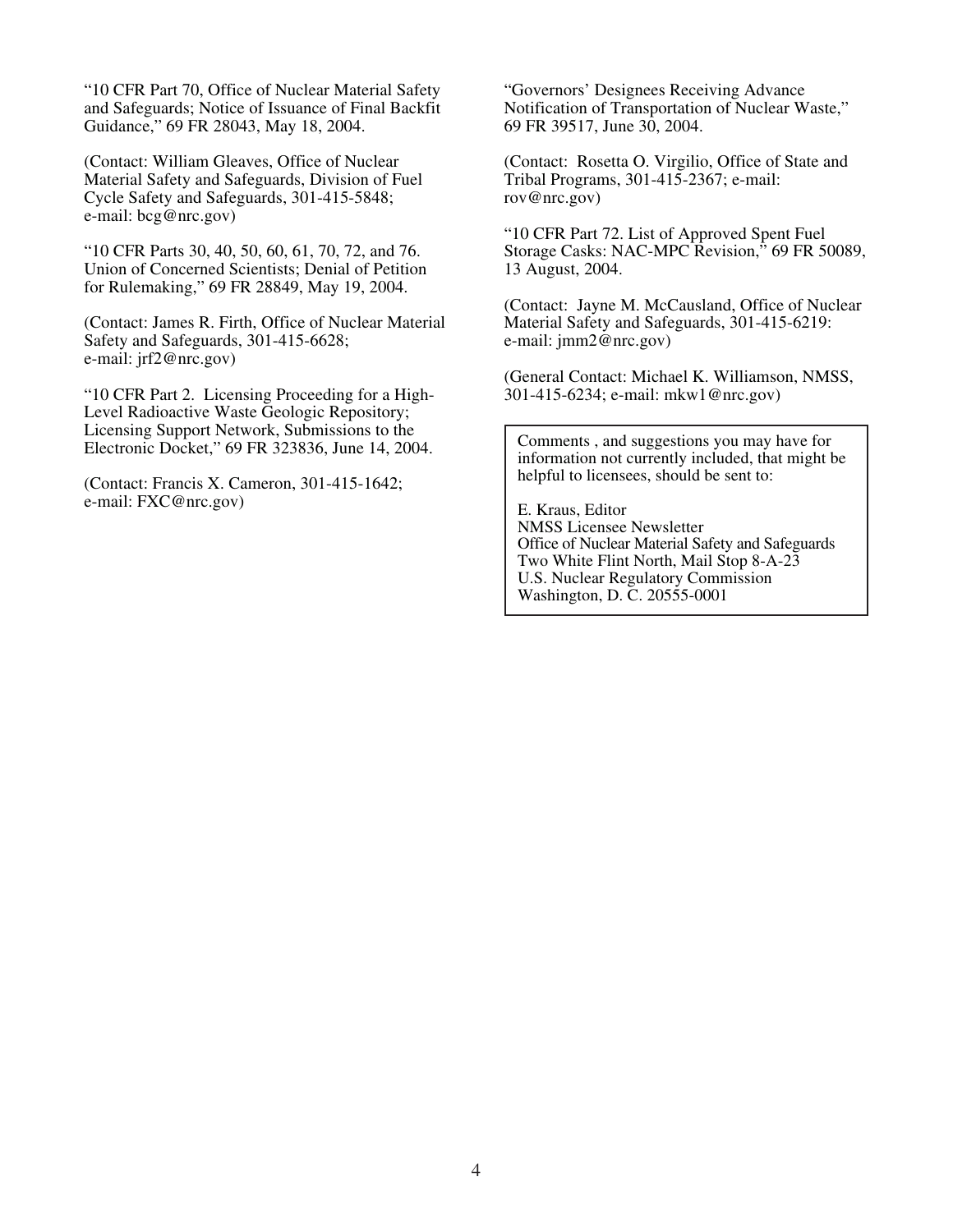"10 CFR Part 70, Office of Nuclear Material Safety and Safeguards; Notice of Issuance of Final Backfit Guidance," 69 FR 28043, May 18, 2004.

(Contact: William Gleaves, Office of Nuclear Material Safety and Safeguards, Division of Fuel Cycle Safety and Safeguards, 301-415-5848; e-mail: bcg@nrc.gov)

"10 CFR Parts 30, 40, 50, 60, 61, 70, 72, and 76. Union of Concerned Scientists; Denial of Petition for Rulemaking," 69 FR 28849, May 19, 2004.

(Contact: James R. Firth, Office of Nuclear Material Safety and Safeguards, 301-415-6628; e-mail: jrf2@nrc.gov)

"10 CFR Part 2. Licensing Proceeding for a High-Level Radioactive Waste Geologic Repository; Licensing Support Network, Submissions to the Electronic Docket," 69 FR 323836, June 14, 2004.

(Contact: Francis X. Cameron, 301-415-1642; e-mail: FXC@nrc.gov)

"Governors' Designees Receiving Advance Notification of Transportation of Nuclear Waste," 69 FR 39517, June 30, 2004.

(Contact: Rosetta O. Virgilio, Office of State and Tribal Programs, 301-415-2367; e-mail: rov@nrc.gov)

"10 CFR Part 72. List of Approved Spent Fuel Storage Casks: NAC-MPC Revision," 69 FR 50089, 13 August, 2004.

(Contact: Jayne M. McCausland, Office of Nuclear Material Safety and Safeguards, 301-415-6219: e-mail: jmm2@nrc.gov)

(General Contact: Michael K. Williamson, NMSS, 301-415-6234; e-mail: mkw1@nrc.gov)

Comments , and suggestions you may have for information not currently included, that might be helpful to licensees, should be sent to:

E. Kraus, Editor
NMSS Licensee Newsletter
Office of Nuclear Material Safety and Safeguards
Two White Flint North, Mail Stop 8-A-23
U.S. Nuclear Regulatory Commission
Washington, D. C. 20555-0001